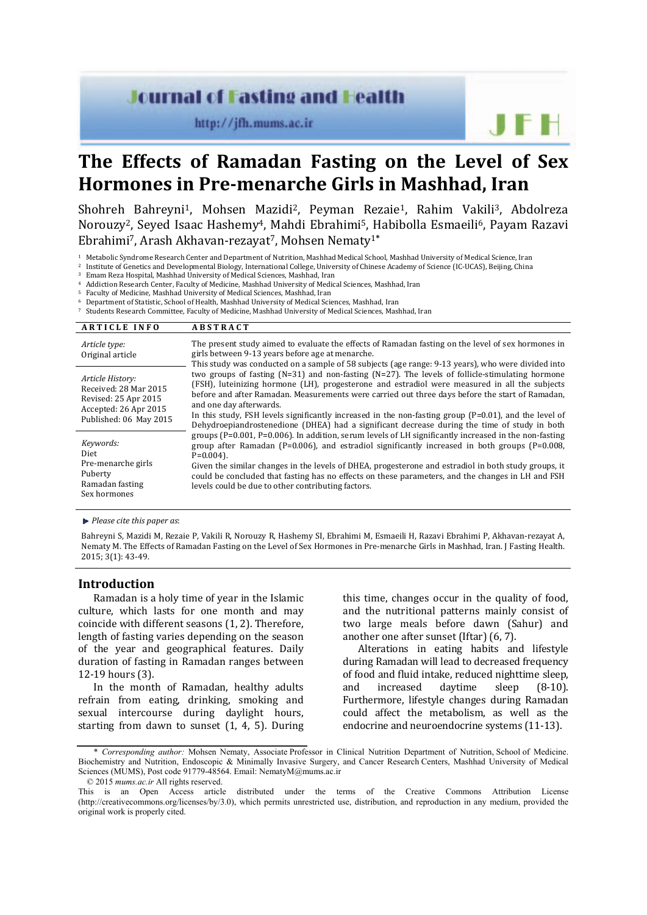# The Effects of Ramadan Fasting on the Level of Sex Hormones in Pre-menarche Girls in Mashhad, Iran

Shohreh Bahreyni[1], Mohsen Mazidi[2], Peyman Rezaie[1], Rahim Vakili[3], Abdolreza Norouzy[2], Seyed Isaac Hashemy[4], Mahdi Ebrahimi[5], Habibolla Esmaeili[6], Payam Razavi Ebrahimi[7], Arash Akhavan-rezayat[7], Mohsen Nematy[1*]

[1] Metabolic Syndrome Research Center and Department of Nutrition, Mashhad Medical School, Mashhad University of Medical Science, Iran
[2] Institute of Genetics and Developmental Biology, International College, University of Chinese Academy of Science (IC-UCAS), Beijing, China
[3] Emam Reza Hospital, Mashhad University of Medical Sciences, Mashhad, Iran
[4] Addiction Research Center, Faculty of Medicine, Mashhad University of Medical Sciences, Mashhad, Iran
[5] Faculty of Medicine, Mashhad University of Medical Sciences, Mashhad, Iran
[6] Department of Statistic, School of Health, Mashhad University of Medical Sciences, Mashhad, Iran
[7] Students Research Committee, Faculty of Medicine, Mashhad University of Medical Sciences, Mashhad, Iran

**ARTICLE INFO**

*Article type:*
Original article

*Article History:*
Received: 28 Mar 2015
Revised: 25 Apr 2015
Accepted: 26 Apr 2015
Published: 06 May 2015

*Keywords:*
Diet
Pre-menarche girls
Puberty
Ramadan fasting
Sex hormones

**ABSTRACT**

The present study aimed to evaluate the effects of Ramadan fasting on the level of sex hormones in girls between 9-13 years before age at menarche.
This study was conducted on a sample of 58 subjects (age range: 9-13 years), who were divided into two groups of fasting (N=31) and non-fasting (N=27). The levels of follicle-stimulating hormone (FSH), luteinizing hormone (LH), progesterone and estradiol were measured in all the subjects before and after Ramadan. Measurements were carried out three days before the start of Ramadan, and one day afterwards.
In this study, FSH levels significantly increased in the non-fasting group (P=0.01), and the level of Dehydroepiandrostenedione (DHEA) had a significant decrease during the time of study in both groups (P=0.001, P=0.006). In addition, serum levels of LH significantly increased in the non-fasting group after Ramadan (P=0.006), and estradiol significantly increased in both groups (P=0.008, P=0.004).
Given the similar changes in the levels of DHEA, progesterone and estradiol in both study groups, it could be concluded that fasting has no effects on these parameters, and the changes in LH and FSH levels could be due to other contributing factors.

*Please cite this paper as*:

Bahreyni S, Mazidi M, Rezaie P, Vakili R, Norouzy R, Hashemy SI, Ebrahimi M, Esmaeili H, Razavi Ebrahimi P, Akhavan-rezayat A, Nematy M. The Effects of Ramadan Fasting on the Level of Sex Hormones in Pre-menarche Girls in Mashhad, Iran. J Fasting Health. 2015; 3(1): 43-49.

## Introduction

Ramadan is a holy time of year in the Islamic culture, which lasts for one month and may coincide with different seasons (1, 2). Therefore, length of fasting varies depending on the season of the year and geographical features. Daily duration of fasting in Ramadan ranges between 12-19 hours (3).

In the month of Ramadan, healthy adults refrain from eating, drinking, smoking and sexual intercourse during daylight hours, starting from dawn to sunset (1, 4, 5). During this time, changes occur in the quality of food, and the nutritional patterns mainly consist of two large meals before dawn (Sahur) and another one after sunset (Iftar) (6, 7).

Alterations in eating habits and lifestyle during Ramadan will lead to decreased frequency of food and fluid intake, reduced nighttime sleep, and increased daytime sleep (8-10). Furthermore, lifestyle changes during Ramadan could affect the metabolism, as well as the endocrine and neuroendocrine systems (11-13).

\* *Corresponding author:* Mohsen Nematy, Associate Professor in Clinical Nutrition Department of Nutrition, School of Medicine. Biochemistry and Nutrition, Endoscopic & Minimally Invasive Surgery, and Cancer Research Centers, Mashhad University of Medical Sciences (MUMS), Post code 91779-48564. Email: NematyM@mums.ac.ir

© 2015 *mums.ac.ir* All rights reserved.

This is an Open Access article distributed under the terms of the Creative Commons Attribution License (http://creativecommons.org/licenses/by/3.0), which permits unrestricted use, distribution, and reproduction in any medium, provided the original work is properly cited.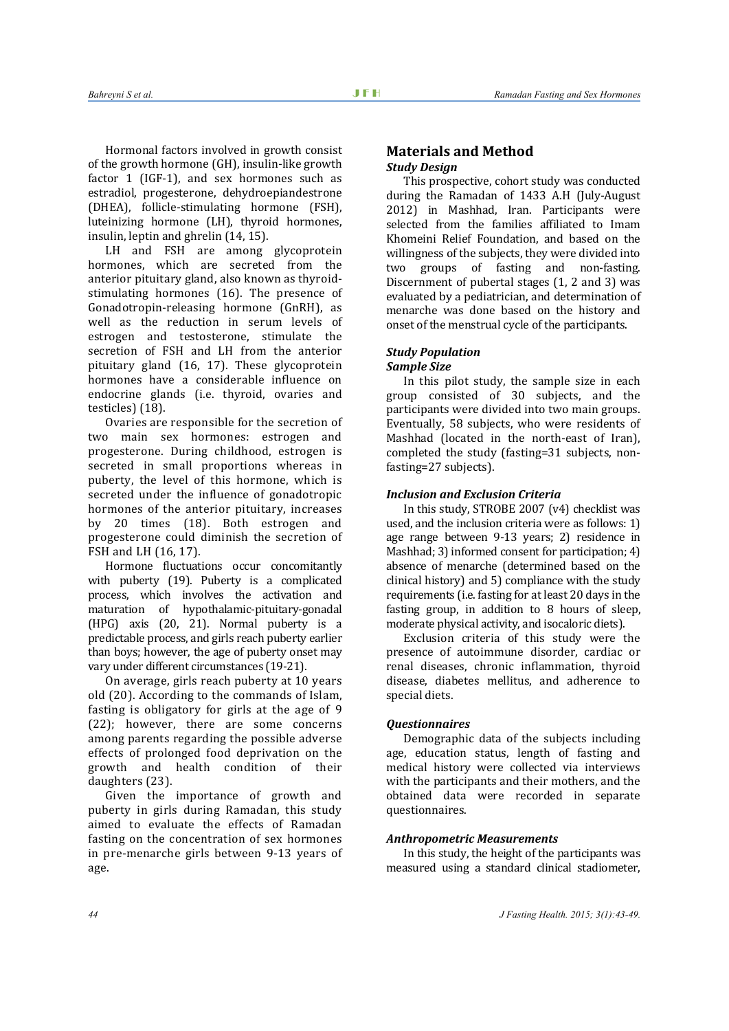Hormonal factors involved in growth consist of the growth hormone (GH), insulin-like growth factor 1 (IGF-1), and sex hormones such as estradiol, progesterone, dehydroepiandestrone (DHEA), follicle-stimulating hormone (FSH), luteinizing hormone (LH), thyroid hormones, insulin, leptin and ghrelin (14, 15).

LH and FSH are among glycoprotein hormones, which are secreted from the anterior pituitary gland, also known as thyroid-stimulating hormones (16). The presence of Gonadotropin-releasing hormone (GnRH), as well as the reduction in serum levels of estrogen and testosterone, stimulate the secretion of FSH and LH from the anterior pituitary gland (16, 17). These glycoprotein hormones have a considerable influence on endocrine glands (i.e. thyroid, ovaries and testicles) (18).

Ovaries are responsible for the secretion of two main sex hormones: estrogen and progesterone. During childhood, estrogen is secreted in small proportions whereas in puberty, the level of this hormone, which is secreted under the influence of gonadotropic hormones of the anterior pituitary, increases by 20 times (18). Both estrogen and progesterone could diminish the secretion of FSH and LH (16, 17).

Hormone fluctuations occur concomitantly with puberty (19). Puberty is a complicated process, which involves the activation and maturation of hypothalamic-pituitary-gonadal (HPG) axis (20, 21). Normal puberty is a predictable process, and girls reach puberty earlier than boys; however, the age of puberty onset may vary under different circumstances (19-21).

On average, girls reach puberty at 10 years old (20). According to the commands of Islam, fasting is obligatory for girls at the age of 9 (22); however, there are some concerns among parents regarding the possible adverse effects of prolonged food deprivation on the growth and health condition of their daughters (23).

Given the importance of growth and puberty in girls during Ramadan, this study aimed to evaluate the effects of Ramadan fasting on the concentration of sex hormones in pre-menarche girls between 9-13 years of age.

## Materials and Method

### *Study Design*

This prospective, cohort study was conducted during the Ramadan of 1433 A.H (July-August 2012) in Mashhad, Iran. Participants were selected from the families affiliated to Imam Khomeini Relief Foundation, and based on the willingness of the subjects, they were divided into two groups of fasting and non-fasting. Discernment of pubertal stages (1, 2 and 3) was evaluated by a pediatrician, and determination of menarche was done based on the history and onset of the menstrual cycle of the participants.

### *Study Population*

#### *Sample Size*

In this pilot study, the sample size in each group consisted of 30 subjects, and the participants were divided into two main groups. Eventually, 58 subjects, who were residents of Mashhad (located in the north-east of Iran), completed the study (fasting=31 subjects, non-fasting=27 subjects).

### *Inclusion and Exclusion Criteria*

In this study, STROBE 2007 (v4) checklist was used, and the inclusion criteria were as follows: 1) age range between 9-13 years; 2) residence in Mashhad; 3) informed consent for participation; 4) absence of menarche (determined based on the clinical history) and 5) compliance with the study requirements (i.e. fasting for at least 20 days in the fasting group, in addition to 8 hours of sleep, moderate physical activity, and isocaloric diets).

Exclusion criteria of this study were the presence of autoimmune disorder, cardiac or renal diseases, chronic inflammation, thyroid disease, diabetes mellitus, and adherence to special diets.

### *Questionnaires*

Demographic data of the subjects including age, education status, length of fasting and medical history were collected via interviews with the participants and their mothers, and the obtained data were recorded in separate questionnaires.

### *Anthropometric Measurements*

In this study, the height of the participants was measured using a standard clinical stadiometer,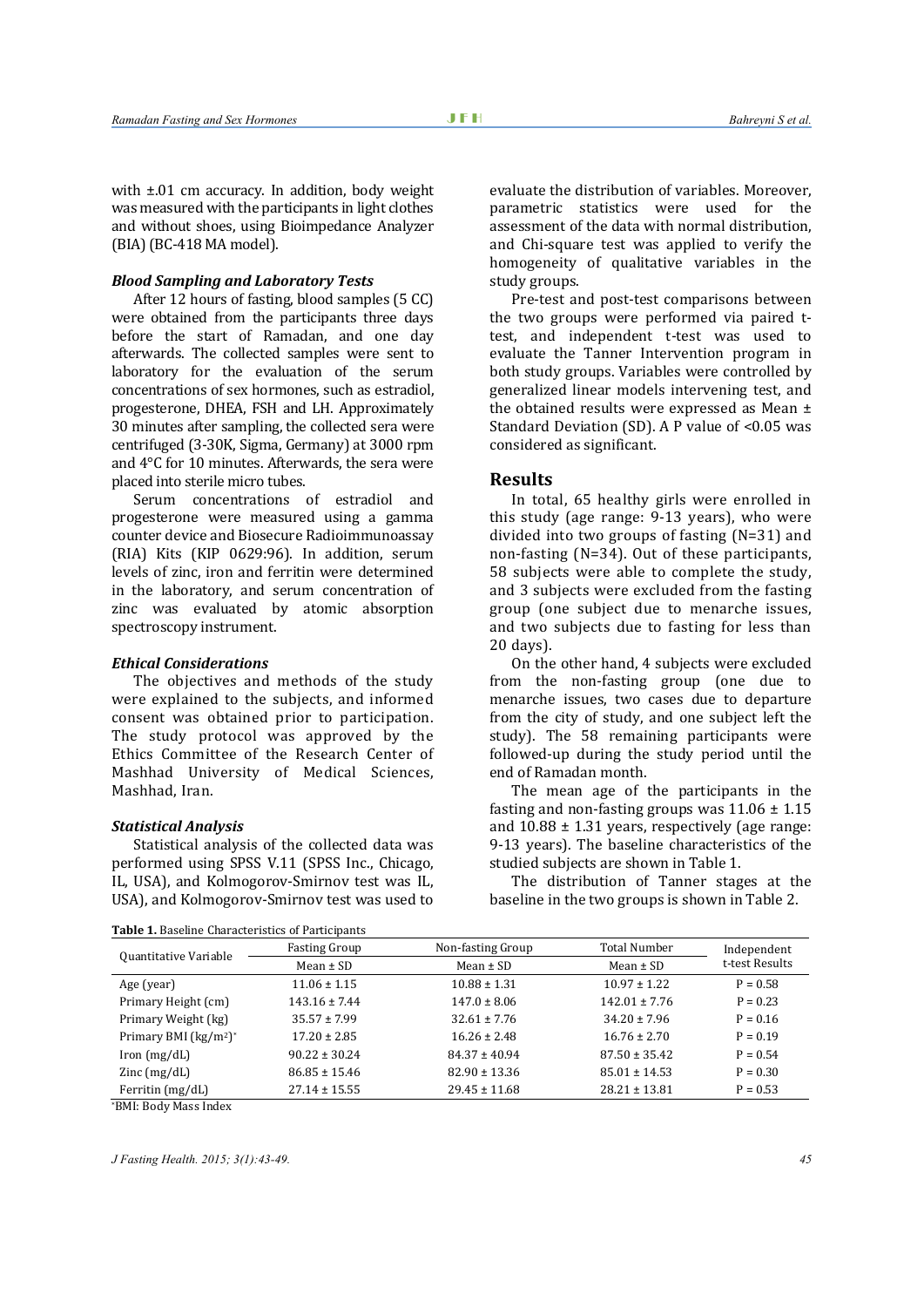with ±.01 cm accuracy. In addition, body weight was measured with the participants in light clothes and without shoes, using Bioimpedance Analyzer (BIA) (BC-418 MA model).

### *Blood Sampling and Laboratory Tests*

After 12 hours of fasting, blood samples (5 CC) were obtained from the participants three days before the start of Ramadan, and one day afterwards. The collected samples were sent to laboratory for the evaluation of the serum concentrations of sex hormones, such as estradiol, progesterone, DHEA, FSH and LH. Approximately 30 minutes after sampling, the collected sera were centrifuged (3-30K, Sigma, Germany) at 3000 rpm and 4°C for 10 minutes. Afterwards, the sera were placed into sterile micro tubes.

Serum concentrations of estradiol and progesterone were measured using a gamma counter device and Biosecure Radioimmunoassay (RIA) Kits (KIP 0629:96). In addition, serum levels of zinc, iron and ferritin were determined in the laboratory, and serum concentration of zinc was evaluated by atomic absorption spectroscopy instrument.

### *Ethical Considerations*

The objectives and methods of the study were explained to the subjects, and informed consent was obtained prior to participation. The study protocol was approved by the Ethics Committee of the Research Center of Mashhad University of Medical Sciences, Mashhad, Iran.

### *Statistical Analysis*

Statistical analysis of the collected data was performed using SPSS V.11 (SPSS Inc., Chicago, IL, USA), and Kolmogorov-Smirnov test was IL, USA), and Kolmogorov-Smirnov test was used to evaluate the distribution of variables. Moreover, parametric statistics were used for the assessment of the data with normal distribution, and Chi-square test was applied to verify the homogeneity of qualitative variables in the study groups.

Pre-test and post-test comparisons between the two groups were performed via paired t-test, and independent t-test was used to evaluate the Tanner Intervention program in both study groups. Variables were controlled by generalized linear models intervening test, and the obtained results were expressed as Mean ± Standard Deviation (SD). A P value of <0.05 was considered as significant.

## Results

In total, 65 healthy girls were enrolled in this study (age range: 9-13 years), who were divided into two groups of fasting (N=31) and non-fasting (N=34). Out of these participants, 58 subjects were able to complete the study, and 3 subjects were excluded from the fasting group (one subject due to menarche issues, and two subjects due to fasting for less than 20 days).

On the other hand, 4 subjects were excluded from the non-fasting group (one due to menarche issues, two cases due to departure from the city of study, and one subject left the study). The 58 remaining participants were followed-up during the study period until the end of Ramadan month.

The mean age of the participants in the fasting and non-fasting groups was 11.06 ± 1.15 and 10.88 ± 1.31 years, respectively (age range: 9-13 years). The baseline characteristics of the studied subjects are shown in Table 1.

The distribution of Tanner stages at the baseline in the two groups is shown in Table 2.

**Table 1.** Baseline Characteristics of Participants

| Quantitative Variable | Fasting Group | Non-fasting Group | Total Number | Independent t-test Results |
|---|---|---|---|---|
| | Mean ± SD | Mean ± SD | Mean ± SD | |
| Age (year) | 11.06 ± 1.15 | 10.88 ± 1.31 | 10.97 ± 1.22 | P = 0.58 |
| Primary Height (cm) | 143.16 ± 7.44 | 147.0 ± 8.06 | 142.01 ± 7.76 | P = 0.23 |
| Primary Weight (kg) | 35.57 ± 7.99 | 32.61 ± 7.76 | 34.20 ± 7.96 | P = 0.16 |
| Primary BMI ($kg/m^2$)* | 17.20 ± 2.85 | 16.26 ± 2.48 | 16.76 ± 2.70 | P = 0.19 |
| Iron (mg/dL) | 90.22 ± 30.24 | 84.37 ± 40.94 | 87.50 ± 35.42 | P = 0.54 |
| Zinc (mg/dL) | 86.85 ± 15.46 | 82.90 ± 13.36 | 85.01 ± 14.53 | P = 0.30 |
| Ferritin (mg/dL) | 27.14 ± 15.55 | 29.45 ± 11.68 | 28.21 ± 13.81 | P = 0.53 |

*BMI: Body Mass Index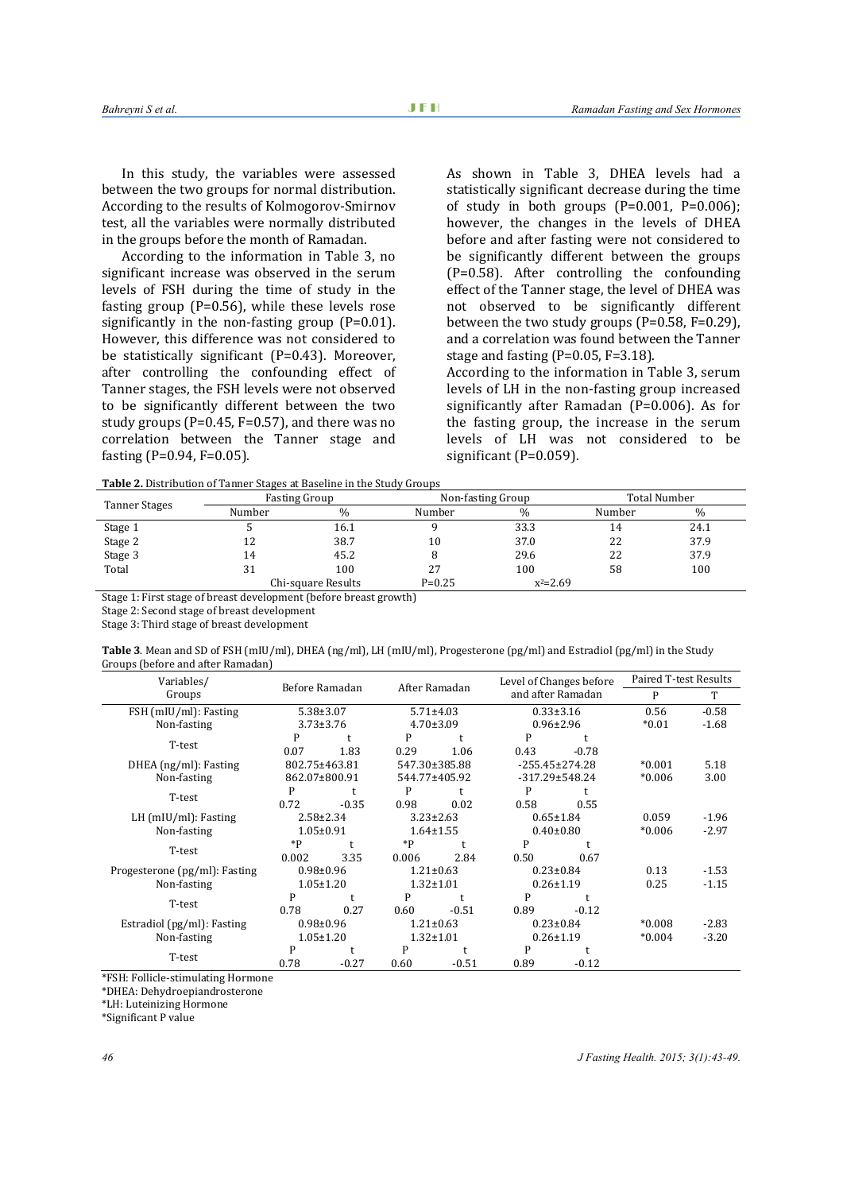In this study, the variables were assessed between the two groups for normal distribution. According to the results of Kolmogorov-Smirnov test, all the variables were normally distributed in the groups before the month of Ramadan.

According to the information in Table 3, no significant increase was observed in the serum levels of FSH during the time of study in the fasting group (P=0.56), while these levels rose significantly in the non-fasting group (P=0.01). However, this difference was not considered to be statistically significant (P=0.43). Moreover, after controlling the confounding effect of Tanner stages, the FSH levels were not observed to be significantly different between the two study groups (P=0.45, F=0.57), and there was no correlation between the Tanner stage and fasting (P=0.94, F=0.05).

As shown in Table 3, DHEA levels had a statistically significant decrease during the time of study in both groups (P=0.001, P=0.006); however, the changes in the levels of DHEA before and after fasting were not considered to be significantly different between the groups (P=0.58). After controlling the confounding effect of the Tanner stage, the level of DHEA was not observed to be significantly different between the two study groups (P=0.58, F=0.29), and a correlation was found between the Tanner stage and fasting (P=0.05, F=3.18).

According to the information in Table 3, serum levels of LH in the non-fasting group increased significantly after Ramadan (P=0.006). As for the fasting group, the increase in the serum levels of LH was not considered to be significant (P=0.059).

**Table 2.** Distribution of Tanner Stages at Baseline in the Study Groups

| Tanner Stages | Fasting Group | | Non-fasting Group | | Total Number | |
|---|---|---|---|---|---|---|
| | Number | % | Number | % | Number | % |
| Stage 1 | 5 | 16.1 | 9 | 33.3 | 14 | 24.1 |
| Stage 2 | 12 | 38.7 | 10 | 37.0 | 22 | 37.9 |
| Stage 3 | 14 | 45.2 | 8 | 29.6 | 22 | 37.9 |
| Total | 31 | 100 | 27 | 100 | 58 | 100 |
| | | Chi-square Results | P=0.25 | $x^2$=2.69 | | |

Stage 1: First stage of breast development (before breast growth)

Stage 2: Second stage of breast development

Stage 3: Third stage of breast development

**Table 3**. Mean and SD of FSH (mIU/ml), DHEA (ng/ml), LH (mIU/ml), Progesterone (pg/ml) and Estradiol (pg/ml) in the Study Groups (before and after Ramadan)

| Variables/ Groups | Before Ramadan | | After Ramadan | | Level of Changes before and after Ramadan | | Paired T-test Results | |
|---|---|---|---|---|---|---|---|---|
| | | | | | | | P | T |
| FSH (mIU/ml): Fasting | 5.38±3.07 | | 5.71±4.03 | | 0.33±3.16 | | 0.56 | -0.58 |
| Non-fasting | 3.73±3.76 | | 4.70±3.09 | | 0.96±2.96 | | *0.01 | -1.68 |
| T-test | P | t | P | t | P | t | | |
| | 0.07 | 1.83 | 0.29 | 1.06 | 0.43 | -0.78 | | |
| DHEA (ng/ml): Fasting | 802.75±463.81 | | 547.30±385.88 | | -255.45±274.28 | | *0.001 | 5.18 |
| Non-fasting | 862.07±800.91 | | 544.77±405.92 | | -317.29±548.24 | | *0.006 | 3.00 |
| T-test | P | t | P | t | P | t | | |
| | 0.72 | -0.35 | 0.98 | 0.02 | 0.58 | 0.55 | | |
| LH (mIU/ml): Fasting | 2.58±2.34 | | 3.23±2.63 | | 0.65±1.84 | | 0.059 | -1.96 |
| Non-fasting | 1.05±0.91 | | 1.64±1.55 | | 0.40±0.80 | | *0.006 | -2.97 |
| T-test | *P | t | *P | t | P | t | | |
| | 0.002 | 3.35 | 0.006 | 2.84 | 0.50 | 0.67 | | |
| Progesterone (pg/ml): Fasting | 0.98±0.96 | | 1.21±0.63 | | 0.23±0.84 | | 0.13 | -1.53 |
| Non-fasting | 1.05±1.20 | | 1.32±1.01 | | 0.26±1.19 | | 0.25 | -1.15 |
| T-test | P | t | P | t | P | t | | |
| | 0.78 | 0.27 | 0.60 | -0.51 | 0.89 | -0.12 | | |
| Estradiol (pg/ml): Fasting | 0.98±0.96 | | 1.21±0.63 | | 0.23±0.84 | | *0.008 | -2.83 |
| Non-fasting | 1.05±1.20 | | 1.32±1.01 | | 0.26±1.19 | | *0.004 | -3.20 |
| T-test | P | t | P | t | P | t | | |
| | 0.78 | -0.27 | 0.60 | -0.51 | 0.89 | -0.12 | | |

*FSH: Follicle-stimulating Hormone

*DHEA: Dehydroepiandrosterone

*LH: Luteinizing Hormone

*Significant P value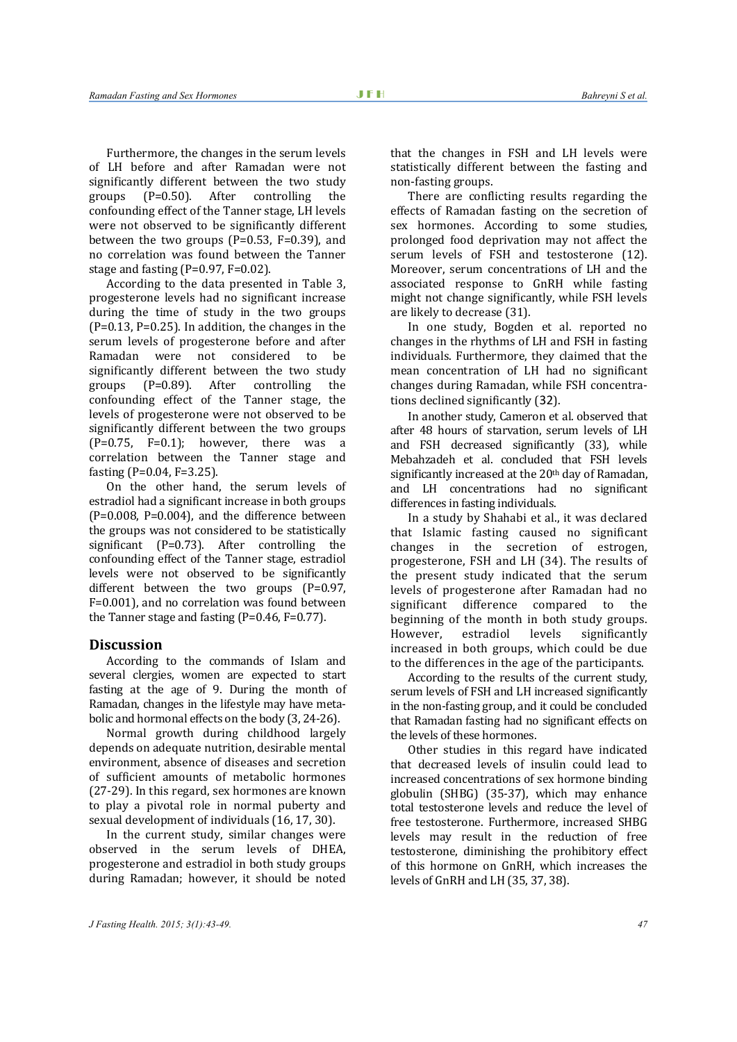Furthermore, the changes in the serum levels of LH before and after Ramadan were not significantly different between the two study groups (P=0.50). After controlling the confounding effect of the Tanner stage, LH levels were not observed to be significantly different between the two groups (P=0.53, F=0.39), and no correlation was found between the Tanner stage and fasting (P=0.97, F=0.02).

According to the data presented in Table 3, progesterone levels had no significant increase during the time of study in the two groups (P=0.13, P=0.25). In addition, the changes in the serum levels of progesterone before and after Ramadan were not considered to be significantly different between the two study groups (P=0.89). After controlling the confounding effect of the Tanner stage, the levels of progesterone were not observed to be significantly different between the two groups (P=0.75, F=0.1); however, there was a correlation between the Tanner stage and fasting (P=0.04, F=3.25).

On the other hand, the serum levels of estradiol had a significant increase in both groups (P=0.008, P=0.004), and the difference between the groups was not considered to be statistically significant (P=0.73). After controlling the confounding effect of the Tanner stage, estradiol levels were not observed to be significantly different between the two groups (P=0.97, F=0.001), and no correlation was found between the Tanner stage and fasting (P=0.46, F=0.77).

## Discussion

According to the commands of Islam and several clergies, women are expected to start fasting at the age of 9. During the month of Ramadan, changes in the lifestyle may have metabolic and hormonal effects on the body (3, 24-26).

Normal growth during childhood largely depends on adequate nutrition, desirable mental environment, absence of diseases and secretion of sufficient amounts of metabolic hormones (27-29). In this regard, sex hormones are known to play a pivotal role in normal puberty and sexual development of individuals (16, 17, 30).

In the current study, similar changes were observed in the serum levels of DHEA, progesterone and estradiol in both study groups during Ramadan; however, it should be noted that the changes in FSH and LH levels were statistically different between the fasting and non-fasting groups.

There are conflicting results regarding the effects of Ramadan fasting on the secretion of sex hormones. According to some studies, prolonged food deprivation may not affect the serum levels of FSH and testosterone (12). Moreover, serum concentrations of LH and the associated response to GnRH while fasting might not change significantly, while FSH levels are likely to decrease (31).

In one study, Bogden et al. reported no changes in the rhythms of LH and FSH in fasting individuals. Furthermore, they claimed that the mean concentration of LH had no significant changes during Ramadan, while FSH concentrations declined significantly (32).

In another study, Cameron et al. observed that after 48 hours of starvation, serum levels of LH and FSH decreased significantly (33), while Mebahzadeh et al. concluded that FSH levels significantly increased at the 20th day of Ramadan, and LH concentrations had no significant differences in fasting individuals.

In a study by Shahabi et al., it was declared that Islamic fasting caused no significant changes in the secretion of estrogen, progesterone, FSH and LH (34). The results of the present study indicated that the serum levels of progesterone after Ramadan had no significant difference compared to the beginning of the month in both study groups. However, estradiol levels significantly increased in both groups, which could be due to the differences in the age of the participants.

According to the results of the current study, serum levels of FSH and LH increased significantly in the non-fasting group, and it could be concluded that Ramadan fasting had no significant effects on the levels of these hormones.

Other studies in this regard have indicated that decreased levels of insulin could lead to increased concentrations of sex hormone binding globulin (SHBG) (35-37), which may enhance total testosterone levels and reduce the level of free testosterone. Furthermore, increased SHBG levels may result in the reduction of free testosterone, diminishing the prohibitory effect of this hormone on GnRH, which increases the levels of GnRH and LH (35, 37, 38).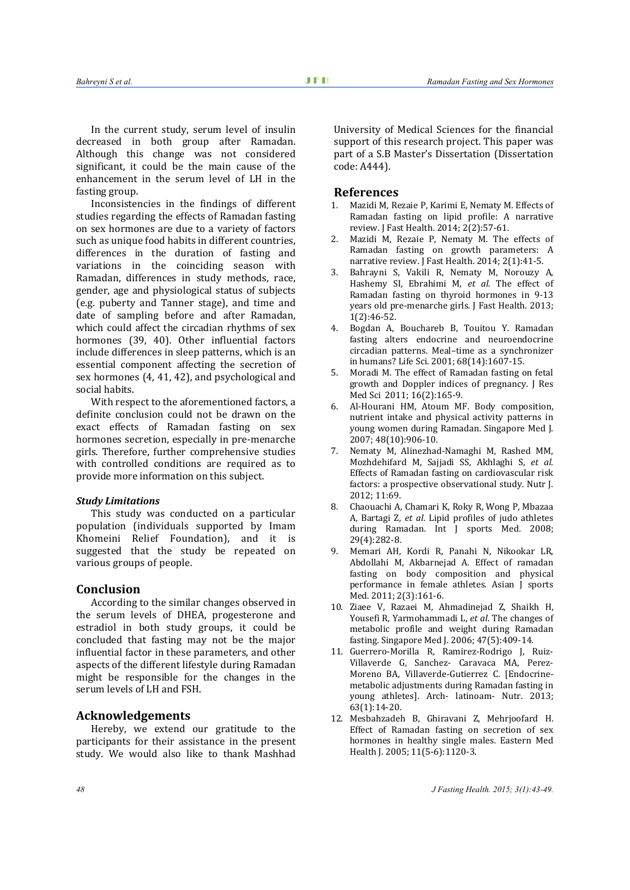In the current study, serum level of insulin decreased in both group after Ramadan. Although this change was not considered significant, it could be the main cause of the enhancement in the serum level of LH in the fasting group.

Inconsistencies in the findings of different studies regarding the effects of Ramadan fasting on sex hormones are due to a variety of factors such as unique food habits in different countries, differences in the duration of fasting and variations in the coinciding season with Ramadan, differences in study methods, race, gender, age and physiological status of subjects (e.g. puberty and Tanner stage), and time and date of sampling before and after Ramadan, which could affect the circadian rhythms of sex hormones (39, 40). Other influential factors include differences in sleep patterns, which is an essential component affecting the secretion of sex hormones (4, 41, 42), and psychological and social habits.

With respect to the aforementioned factors, a definite conclusion could not be drawn on the exact effects of Ramadan fasting on sex hormones secretion, especially in pre-menarche girls. Therefore, further comprehensive studies with controlled conditions are required as to provide more information on this subject.

### *Study Limitations*

This study was conducted on a particular population (individuals supported by Imam Khomeini Relief Foundation), and it is suggested that the study be repeated on various groups of people.

## Conclusion

According to the similar changes observed in the serum levels of DHEA, progesterone and estradiol in both study groups, it could be concluded that fasting may not be the major influential factor in these parameters, and other aspects of the different lifestyle during Ramadan might be responsible for the changes in the serum levels of LH and FSH.

## Acknowledgements

Hereby, we extend our gratitude to the participants for their assistance in the present study. We would also like to thank Mashhad University of Medical Sciences for the financial support of this research project. This paper was part of a S.B Master's Dissertation (Dissertation code: A444).

## References

1. Mazidi M, Rezaie P, Karimi E, Nematy M. Effects of Ramadan fasting on lipid profile: A narrative review. J Fast Health. 2014; 2(2):57-61.
2. Mazidi M, Rezaie P, Nematy M. The effects of Ramadan fasting on growth parameters: A narrative review. J Fast Health. 2014; 2(1):41-5.
3. Bahrayni S, Vakili R, Nematy M, Norouzy A, Hashemy SI, Ebrahimi M, *et al.* The effect of Ramadan fasting on thyroid hormones in 9-13 years old pre-menarche girls. J Fast Health. 2013; 1(2):46-52.
4. Bogdan A, Bouchareb B, Touitou Y. Ramadan fasting alters endocrine and neuroendocrine circadian patterns. Meal–time as a synchronizer in humans? Life Sci. 2001; 68(14):1607-15.
5. Moradi M. The effect of Ramadan fasting on fetal growth and Doppler indices of pregnancy. J Res Med Sci 2011; 16(2):165-9.
6. Al-Hourani HM, Atoum MF. Body composition, nutrient intake and physical activity patterns in young women during Ramadan. Singapore Med J. 2007; 48(10):906-10.
7. Nematy M, Alinezhad-Namaghi M, Rashed MM, Mozhdehifard M, Sajjadi SS, Akhlaghi S, *et al.* Effects of Ramadan fasting on cardiovascular risk factors: a prospective observational study. Nutr J. 2012; 11:69.
8. Chaouachi A, Chamari K, Roky R, Wong P, Mbazaa A, Bartagi Z, *et al.* Lipid profiles of judo athletes during Ramadan. Int J sports Med. 2008; 29(4):282-8.
9. Memari AH, Kordi R, Panahi N, Nikookar LR, Abdollahi M, Akbarnejad A. Effect of ramadan fasting on body composition and physical performance in female athletes. Asian J sports Med. 2011; 2(3):161-6.
10. Ziaee V, Razaei M, Ahmadinejad Z, Shaikh H, Yousefi R, Yarmohammadi L, *et al.* The changes of metabolic profile and weight during Ramadan fasting. Singapore Med J. 2006; 47(5):409-14.
11. Guerrero-Morilla R, Ramirez-Rodrigo J, Ruiz-Villaverde G, Sanchez- Caravaca MA, Perez-Moreno BA, Villaverde-Gutierrez C. [Endocrine-metabolic adjustments during Ramadan fasting in young athletes]. Arch- latinoam- Nutr. 2013; 63(1):14-20.
12. Mesbahzadeh B, Ghiravani Z, Mehrjoofard H. Effect of Ramadan fasting on secretion of sex hormones in healthy single males. Eastern Med Health J. 2005; 11(5-6):1120-3.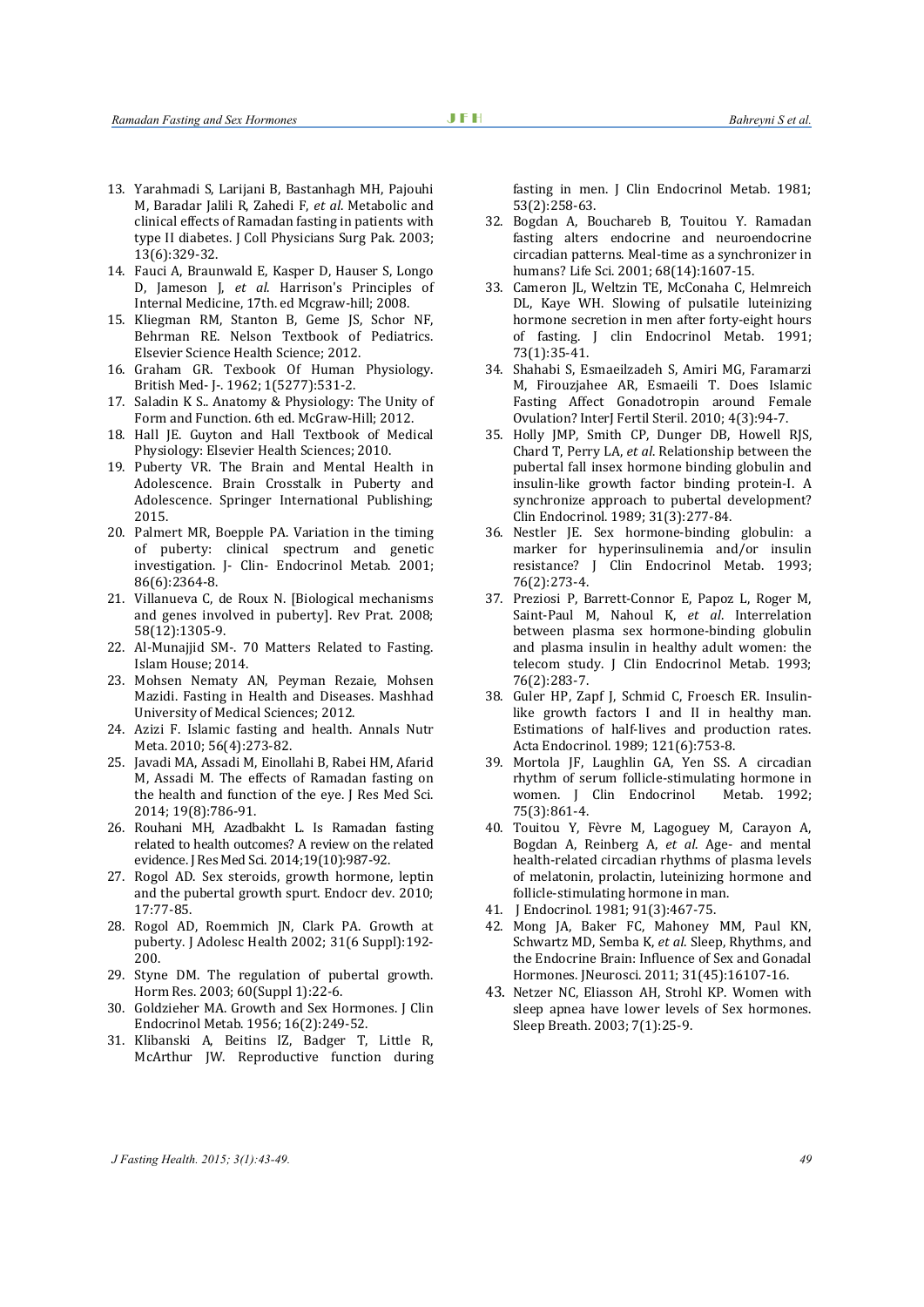13. Yarahmadi S, Larijani B, Bastanhagh MH, Pajouhi M, Baradar Jalili R, Zahedi F, *et al.* Metabolic and clinical effects of Ramadan fasting in patients with type II diabetes. J Coll Physicians Surg Pak. 2003; 13(6):329-32.
14. Fauci A, Braunwald E, Kasper D, Hauser S, Longo D, Jameson J, *et al.* Harrison's Principles of Internal Medicine, 17th. ed Mcgraw-hill; 2008.
15. Kliegman RM, Stanton B, Geme JS, Schor NF, Behrman RE. Nelson Textbook of Pediatrics. Elsevier Science Health Science; 2012.
16. Graham GR. Texbook Of Human Physiology. British Med- J-. 1962; 1(5277):531-2.
17. Saladin K S.. Anatomy & Physiology: The Unity of Form and Function. 6th ed. McGraw-Hill; 2012.
18. Hall JE. Guyton and Hall Textbook of Medical Physiology: Elsevier Health Sciences; 2010.
19. Puberty VR. The Brain and Mental Health in Adolescence. Brain Crosstalk in Puberty and Adolescence. Springer International Publishing; 2015.
20. Palmert MR, Boepple PA. Variation in the timing of puberty: clinical spectrum and genetic investigation. J- Clin- Endocrinol Metab. 2001; 86(6):2364-8.
21. Villanueva C, de Roux N. [Biological mechanisms and genes involved in puberty]. Rev Prat. 2008; 58(12):1305-9.
22. Al-Munajjid SM-. 70 Matters Related to Fasting. Islam House; 2014.
23. Mohsen Nematy AN, Peyman Rezaie, Mohsen Mazidi. Fasting in Health and Diseases. Mashhad University of Medical Sciences; 2012.
24. Azizi F. Islamic fasting and health. Annals Nutr Meta. 2010; 56(4):273-82.
25. Javadi MA, Assadi M, Einollahi B, Rabei HM, Afarid M, Assadi M. The effects of Ramadan fasting on the health and function of the eye. J Res Med Sci. 2014; 19(8):786-91.
26. Rouhani MH, Azadbakht L. Is Ramadan fasting related to health outcomes? A review on the related evidence. J Res Med Sci. 2014;19(10):987-92.
27. Rogol AD. Sex steroids, growth hormone, leptin and the pubertal growth spurt. Endocr dev. 2010; 17:77-85.
28. Rogol AD, Roemmich JN, Clark PA. Growth at puberty. J Adolesc Health 2002; 31(6 Suppl):192-200.
29. Styne DM. The regulation of pubertal growth. Horm Res. 2003; 60(Suppl 1):22-6.
30. Goldzieher MA. Growth and Sex Hormones. J Clin Endocrinol Metab. 1956; 16(2):249-52.
31. Klibanski A, Beitins IZ, Badger T, Little R, McArthur JW. Reproductive function during fasting in men. J Clin Endocrinol Metab. 1981; 53(2):258-63.
32. Bogdan A, Bouchareb B, Touitou Y. Ramadan fasting alters endocrine and neuroendocrine circadian patterns. Meal-time as a synchronizer in humans? Life Sci. 2001; 68(14):1607-15.
33. Cameron JL, Weltzin TE, McConaha C, Helmreich DL, Kaye WH. Slowing of pulsatile luteinizing hormone secretion in men after forty-eight hours of fasting. J clin Endocrinol Metab. 1991; 73(1):35-41.
34. Shahabi S, Esmaeilzadeh S, Amiri MG, Faramarzi M, Firouzjahee AR, Esmaeili T. Does Islamic Fasting Affect Gonadotropin around Female Ovulation? InterJ Fertil Steril. 2010; 4(3):94-7.
35. Holly JMP, Smith CP, Dunger DB, Howell RJS, Chard T, Perry LA, *et al*. Relationship between the pubertal fall insex hormone binding globulin and insulin-like growth factor binding protein-I. A synchronize approach to pubertal development? Clin Endocrinol. 1989; 31(3):277-84.
36. Nestler JE. Sex hormone-binding globulin: a marker for hyperinsulinemia and/or insulin resistance? J Clin Endocrinol Metab. 1993; 76(2):273-4.
37. Preziosi P, Barrett-Connor E, Papoz L, Roger M, Saint-Paul M, Nahoul K, *et al*. Interrelation between plasma sex hormone-binding globulin and plasma insulin in healthy adult women: the telecom study. J Clin Endocrinol Metab. 1993; 76(2):283-7.
38. Guler HP, Zapf J, Schmid C, Froesch ER. Insulin-like growth factors I and II in healthy man. Estimations of half-lives and production rates. Acta Endocrinol. 1989; 121(6):753-8.
39. Mortola JF, Laughlin GA, Yen SS. A circadian rhythm of serum follicle-stimulating hormone in women. J Clin Endocrinol Metab. 1992; 75(3):861-4.
40. Touitou Y, Fèvre M, Lagoguey M, Carayon A, Bogdan A, Reinberg A, *et al*. Age- and mental health-related circadian rhythms of plasma levels of melatonin, prolactin, luteinizing hormone and follicle-stimulating hormone in man.
41. J Endocrinol. 1981; 91(3):467-75.
42. Mong JA, Baker FC, Mahoney MM, Paul KN, Schwartz MD, Semba K, *et al*. Sleep, Rhythms, and the Endocrine Brain: Influence of Sex and Gonadal Hormones. JNeurosci. 2011; 31(45):16107-16.
43. Netzer NC, Eliasson AH, Strohl KP. Women with sleep apnea have lower levels of Sex hormones. Sleep Breath. 2003; 7(1):25-9.